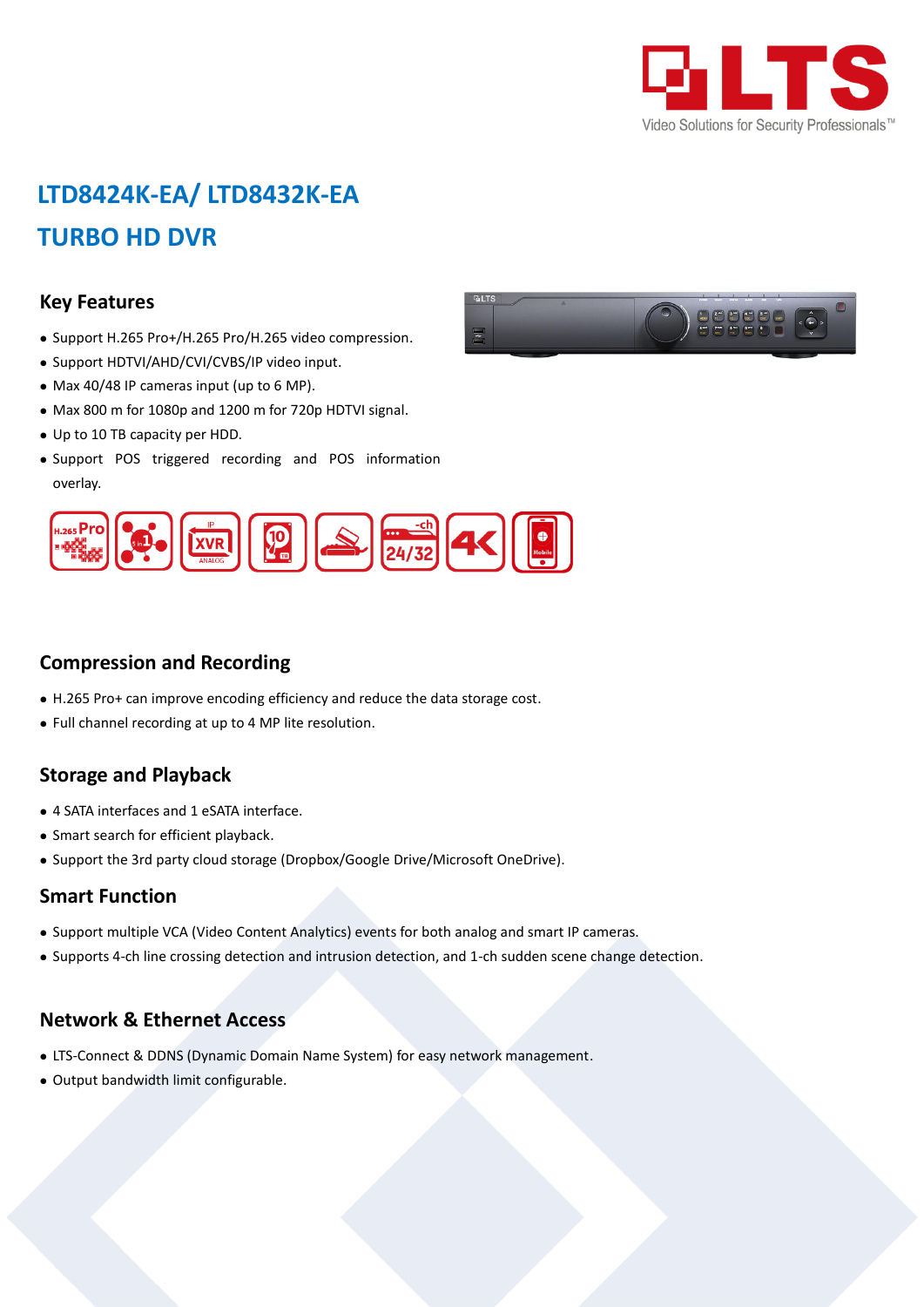# LTD8424K-EA/ LTD8432K-EA

# TURBO HD DVR

## Key Features

- Support H.265 Pro+/H.265 Pro/H.265 video compression.
- Support HDTVI/AHD/CVI/CVBS/IP video input.
- Max 40/48 IP cameras input (up to 6 MP).
- Max 800 m for 1080p and 1200 m for 720p HDTVI signal.
- Up to 10 TB capacity per HDD.
- Support POS triggered recording and POS information overlay.

## Compression and Recording

- H.265 Pro+ can improve encoding efficiency and reduce the data storage cost.
- Full channel recording at up to 4 MP lite resolution.

## Storage and Playback

- 4 SATA interfaces and 1 eSATA interface.
- Smart search for efficient playback.
- Support the 3rd party cloud storage (Dropbox/Google Drive/Microsoft OneDrive).

## Smart Function

- Support multiple VCA (Video Content Analytics) events for both analog and smart IP cameras.
- Supports 4-ch line crossing detection and intrusion detection, and 1-ch sudden scene change detection.

## Network & Ethernet Access

- LTS-Connect & DDNS (Dynamic Domain Name System) for easy network management.
- Output bandwidth limit configurable.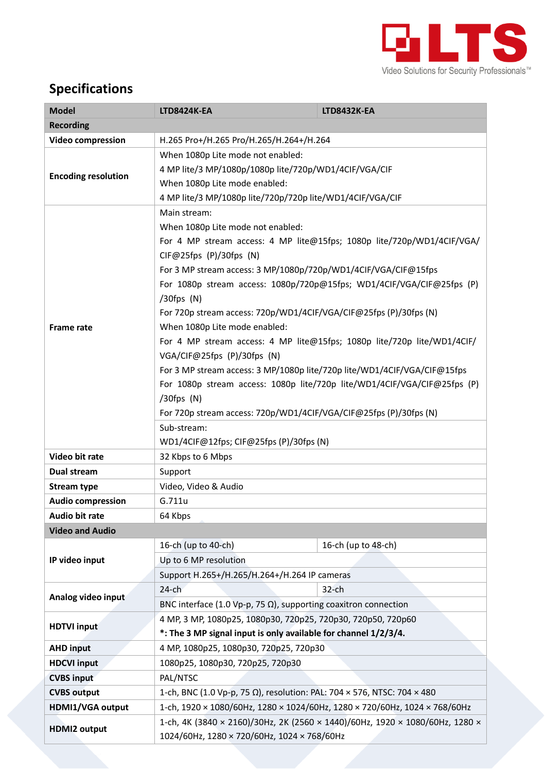## Specifications

| Model | LTD8424K-EA | LTD8432K-EA |
|---|---|---|
| **Recording** | | |
| **Video compression** | H.265 Pro+/H.265 Pro/H.265/H.264+/H.264 | |
| **Encoding resolution** | When 1080p Lite mode not enabled:<br>4 MP lite/3 MP/1080p/1080p lite/720p/WD1/4CIF/VGA/CIF<br>When 1080p Lite mode enabled:<br>4 MP lite/3 MP/1080p lite/720p/720p lite/WD1/4CIF/VGA/CIF | |
| **Frame rate** | Main stream:<br>When 1080p Lite mode not enabled:<br>For 4 MP stream access: 4 MP lite@15fps; 1080p lite/720p/WD1/4CIF/VGA/CIF@25fps (P)/30fps (N)<br>For 3 MP stream access: 3 MP/1080p/720p/WD1/4CIF/VGA/CIF@15fps<br>For 1080p stream access: 1080p/720p@15fps; WD1/4CIF/VGA/CIF@25fps (P)/30fps (N)<br>For 720p stream access: 720p/WD1/4CIF/VGA/CIF@25fps (P)/30fps (N)<br>When 1080p Lite mode enabled:<br>For 4 MP stream access: 4 MP lite@15fps; 1080p lite/720p lite/WD1/4CIF/VGA/CIF@25fps (P)/30fps (N)<br>For 3 MP stream access: 3 MP/1080p lite/720p lite/WD1/4CIF/VGA/CIF@15fps<br>For 1080p stream access: 1080p lite/720p lite/WD1/4CIF/VGA/CIF@25fps (P)/30fps (N)<br>For 720p stream access: 720p/WD1/4CIF/VGA/CIF@25fps (P)/30fps (N) | |
| | Sub-stream:<br>WD1/4CIF@12fps; CIF@25fps (P)/30fps (N) | |
| **Video bit rate** | 32 Kbps to 6 Mbps | |
| **Dual stream** | Support | |
| **Stream type** | Video, Video & Audio | |
| **Audio compression** | G.711u | |
| **Audio bit rate** | 64 Kbps | |
| **Video and Audio** | | |
| **IP video input** | 16-ch (up to 40-ch) | 16-ch (up to 48-ch) |
| | Up to 6 MP resolution | |
| | Support H.265+/H.265/H.264+/H.264 IP cameras | |
| **Analog video input** | 24-ch | 32-ch |
| | BNC interface (1.0 Vp-p, 75 Ω), supporting coaxitron connection | |
| **HDTVI input** | 4 MP, 3 MP, 1080p25, 1080p30, 720p25, 720p30, 720p50, 720p60<br>**\*: The 3 MP signal input is only available for channel 1/2/3/4.** | |
| **AHD input** | 4 MP, 1080p25, 1080p30, 720p25, 720p30 | |
| **HDCVI input** | 1080p25, 1080p30, 720p25, 720p30 | |
| **CVBS input** | PAL/NTSC | |
| **CVBS output** | 1-ch, BNC (1.0 Vp-p, 75 Ω), resolution: PAL: 704 × 576, NTSC: 704 × 480 | |
| **HDMI1/VGA output** | 1-ch, 1920 × 1080/60Hz, 1280 × 1024/60Hz, 1280 × 720/60Hz, 1024 × 768/60Hz | |
| **HDMI2 output** | 1-ch, 4K (3840 × 2160)/30Hz, 2K (2560 × 1440)/60Hz, 1920 × 1080/60Hz, 1280 × 1024/60Hz, 1280 × 720/60Hz, 1024 × 768/60Hz | |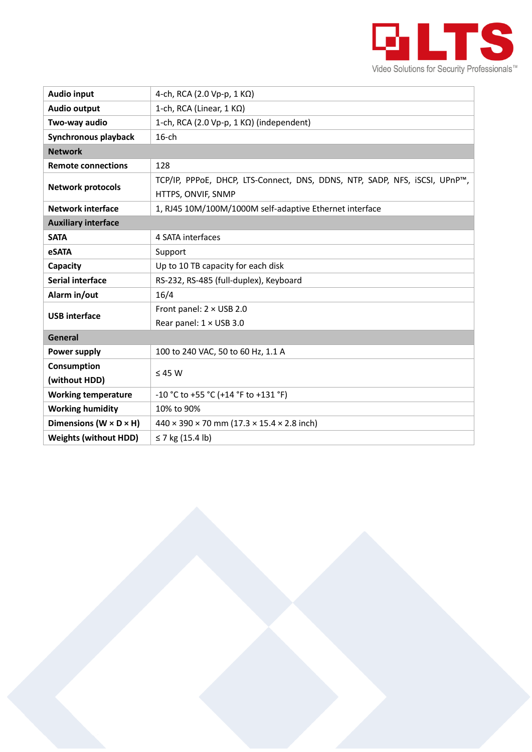| | |
|---|---|
| **Audio input** | 4-ch, RCA (2.0 Vp-p, 1 KΩ) |
| **Audio output** | 1-ch, RCA (Linear, 1 KΩ) |
| **Two-way audio** | 1-ch, RCA (2.0 Vp-p, 1 KΩ) (independent) |
| **Synchronous playback** | 16-ch |
| **Network** | |
| **Remote connections** | 128 |
| **Network protocols** | TCP/IP, PPPoE, DHCP, LTS-Connect, DNS, DDNS, NTP, SADP, NFS, iSCSI, UPnP™, HTTPS, ONVIF, SNMP |
| **Network interface** | 1, RJ45 10M/100M/1000M self-adaptive Ethernet interface |
| **Auxiliary interface** | |
| **SATA** | 4 SATA interfaces |
| **eSATA** | Support |
| **Capacity** | Up to 10 TB capacity for each disk |
| **Serial interface** | RS-232, RS-485 (full-duplex), Keyboard |
| **Alarm in/out** | 16/4 |
| **USB interface** | Front panel: 2 × USB 2.0<br>Rear panel: 1 × USB 3.0 |
| **General** | |
| **Power supply** | 100 to 240 VAC, 50 to 60 Hz, 1.1 A |
| **Consumption (without HDD)** | ≤ 45 W |
| **Working temperature** | -10 °C to +55 °C (+14 °F to +131 °F) |
| **Working humidity** | 10% to 90% |
| **Dimensions (W × D × H)** | 440 × 390 × 70 mm (17.3 × 15.4 × 2.8 inch) |
| **Weights (without HDD)** | ≤ 7 kg (15.4 lb) |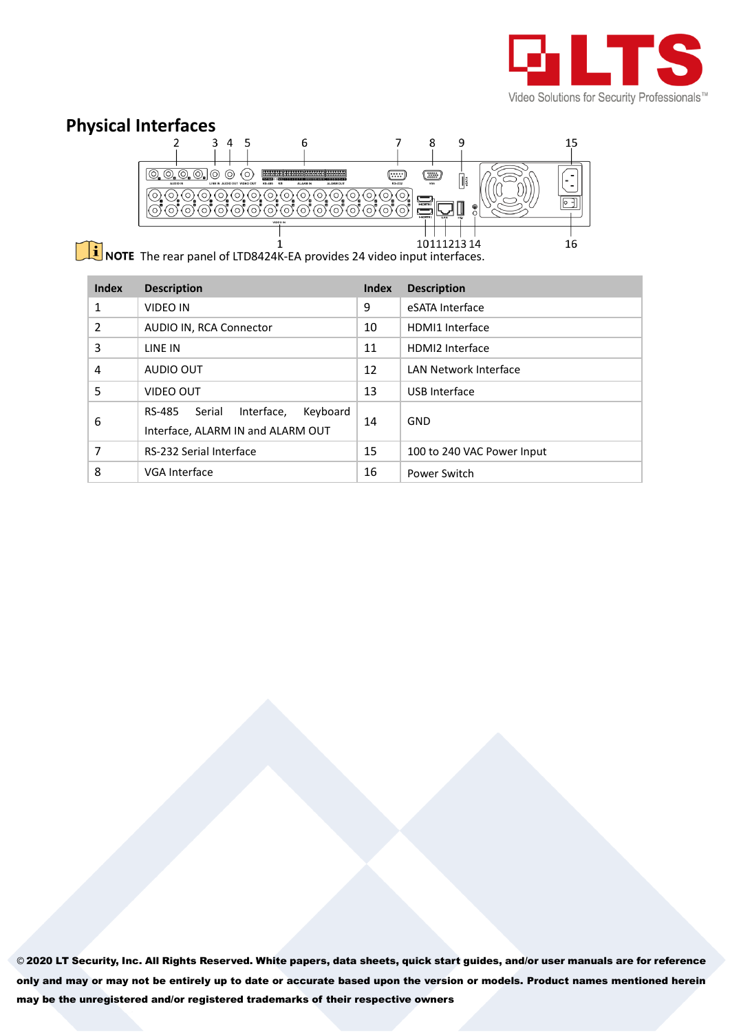## Physical Interfaces

2 3 4 5 6 7 8 9 15

1 10 11 12 13 14 16

**NOTE** The rear panel of LTD8424K-EA provides 24 video input interfaces.

| Index | Description | Index | Description |
|---|---|---|---|
| 1 | VIDEO IN | 9 | eSATA Interface |
| 2 | AUDIO IN, RCA Connector | 10 | HDMI1 Interface |
| 3 | LINE IN | 11 | HDMI2 Interface |
| 4 | AUDIO OUT | 12 | LAN Network Interface |
| 5 | VIDEO OUT | 13 | USB Interface |
| 6 | RS-485 Serial Interface, Keyboard Interface, ALARM IN and ALARM OUT | 14 | GND |
| 7 | RS-232 Serial Interface | 15 | 100 to 240 VAC Power Input |
| 8 | VGA Interface | 16 | Power Switch |

**© 2020 LT Security, Inc. All Rights Reserved. White papers, data sheets, quick start guides, and/or user manuals are for reference only and may or may not be entirely up to date or accurate based upon the version or models. Product names mentioned herein may be the unregistered and/or registered trademarks of their respective owners**